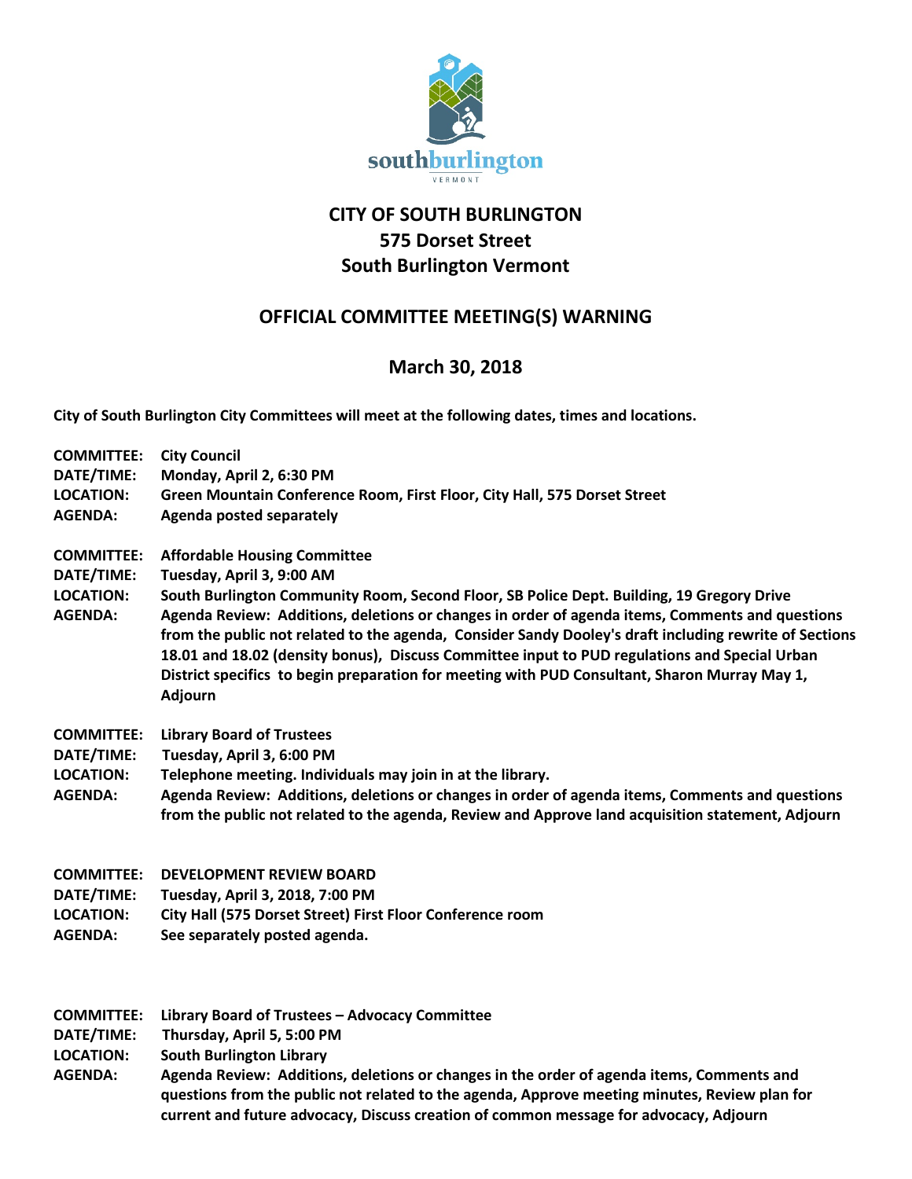# CITY OF SOUTH BURLINGTON
# 575 Dorset Street
# South Burlington Vermont

## OFFICIAL COMMITTEE MEETING(S) WARNING

## March 30, 2018

**City of South Burlington City Committees will meet at the following dates, times and locations.**

**COMMITTEE:** City Council
**DATE/TIME:** Monday, April 2, 6:30 PM
**LOCATION:** Green Mountain Conference Room, First Floor, City Hall, 575 Dorset Street
**AGENDA:** Agenda posted separately

**COMMITTEE:** Affordable Housing Committee
**DATE/TIME:** Tuesday, April 3, 9:00 AM
**LOCATION:** South Burlington Community Room, Second Floor, SB Police Dept. Building, 19 Gregory Drive
**AGENDA:** Agenda Review: Additions, deletions or changes in order of agenda items, Comments and questions from the public not related to the agenda, Consider Sandy Dooley's draft including rewrite of Sections 18.01 and 18.02 (density bonus), Discuss Committee input to PUD regulations and Special Urban District specifics to begin preparation for meeting with PUD Consultant, Sharon Murray May 1, Adjourn

**COMMITTEE:** Library Board of Trustees
**DATE/TIME:** Tuesday, April 3, 6:00 PM
**LOCATION:** Telephone meeting. Individuals may join in at the library.
**AGENDA:** Agenda Review: Additions, deletions or changes in order of agenda items, Comments and questions from the public not related to the agenda, Review and Approve land acquisition statement, Adjourn

**COMMITTEE:** DEVELOPMENT REVIEW BOARD
**DATE/TIME:** Tuesday, April 3, 2018, 7:00 PM
**LOCATION:** City Hall (575 Dorset Street) First Floor Conference room
**AGENDA:** See separately posted agenda.

**COMMITTEE:** Library Board of Trustees – Advocacy Committee
**DATE/TIME:** Thursday, April 5, 5:00 PM
**LOCATION:** South Burlington Library
**AGENDA:** Agenda Review: Additions, deletions or changes in the order of agenda items, Comments and questions from the public not related to the agenda, Approve meeting minutes, Review plan for current and future advocacy, Discuss creation of common message for advocacy, Adjourn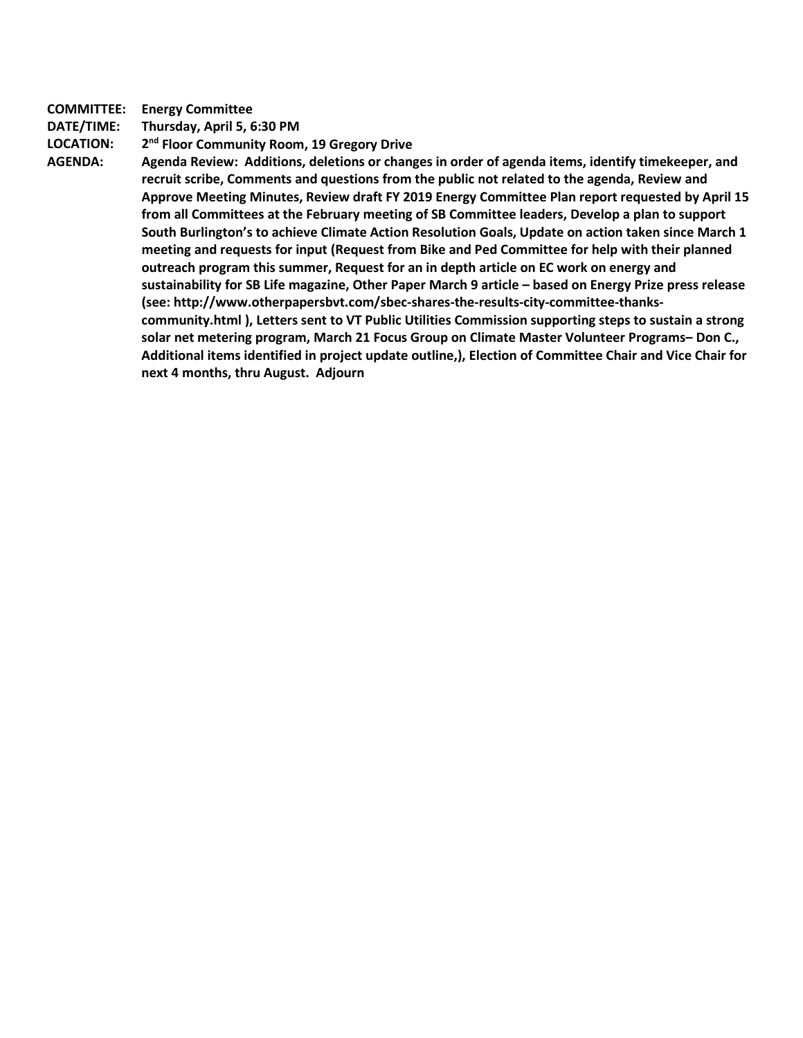**COMMITTEE:** **Energy Committee**

**DATE/TIME:** **Thursday, April 5, 6:30 PM**

**LOCATION:** **2nd Floor Community Room, 19 Gregory Drive**

**AGENDA:** **Agenda Review: Additions, deletions or changes in order of agenda items, identify timekeeper, and recruit scribe, Comments and questions from the public not related to the agenda, Review and Approve Meeting Minutes, Review draft FY 2019 Energy Committee Plan report requested by April 15 from all Committees at the February meeting of SB Committee leaders, Develop a plan to support South Burlington's to achieve Climate Action Resolution Goals, Update on action taken since March 1 meeting and requests for input (Request from Bike and Ped Committee for help with their planned outreach program this summer, Request for an in depth article on EC work on energy and sustainability for SB Life magazine, Other Paper March 9 article – based on Energy Prize press release (see: http://www.otherpapersbvt.com/sbec-shares-the-results-city-committee-thanks-community.html ), Letters sent to VT Public Utilities Commission supporting steps to sustain a strong solar net metering program, March 21 Focus Group on Climate Master Volunteer Programs– Don C., Additional items identified in project update outline,), Election of Committee Chair and Vice Chair for next 4 months, thru August. Adjourn**